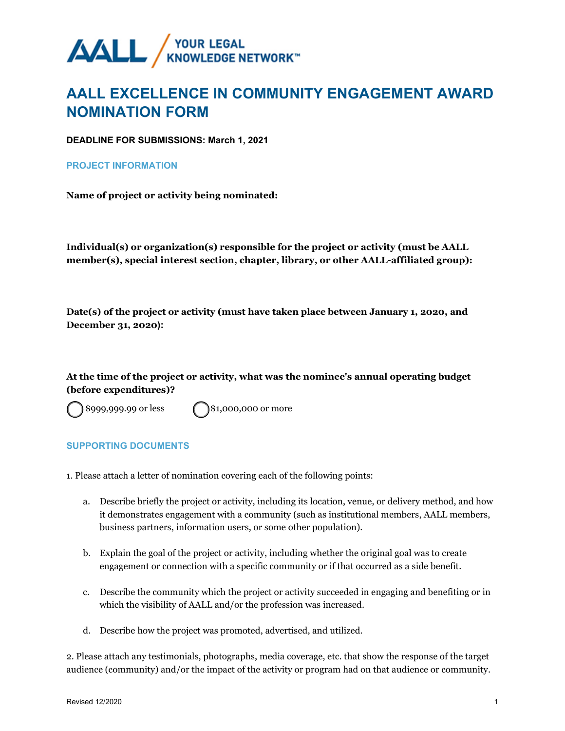AALL / YOUR LEGAL KNOWLEDGE NETWORK™

# AALL EXCELLENCE IN COMMUNITY ENGAGEMENT AWARD NOMINATION FORM

**DEADLINE FOR SUBMISSIONS: March 1, 2021**

## PROJECT INFORMATION

**Name of project or activity being nominated:**

**Individual(s) or organization(s) responsible for the project or activity (must be AALL member(s), special interest section, chapter, library, or other AALL-affiliated group):**

**Date(s) of the project or activity (must have taken place between January 1, 2020, and December 31, 2020):**

**At the time of the project or activity, what was the nominee's annual operating budget (before expenditures)?**

◯ $999,999.99 or less ◯ $1,000,000 or more

## SUPPORTING DOCUMENTS

1. Please attach a letter of nomination covering each of the following points:

   a. Describe briefly the project or activity, including its location, venue, or delivery method, and how it demonstrates engagement with a community (such as institutional members, AALL members, business partners, information users, or some other population).

   b. Explain the goal of the project or activity, including whether the original goal was to create engagement or connection with a specific community or if that occurred as a side benefit.

   c. Describe the community which the project or activity succeeded in engaging and benefiting or in which the visibility of AALL and/or the profession was increased.

   d. Describe how the project was promoted, advertised, and utilized.

2. Please attach any testimonials, photographs, media coverage, etc. that show the response of the target audience (community) and/or the impact of the activity or program had on that audience or community.

Revised 12/2020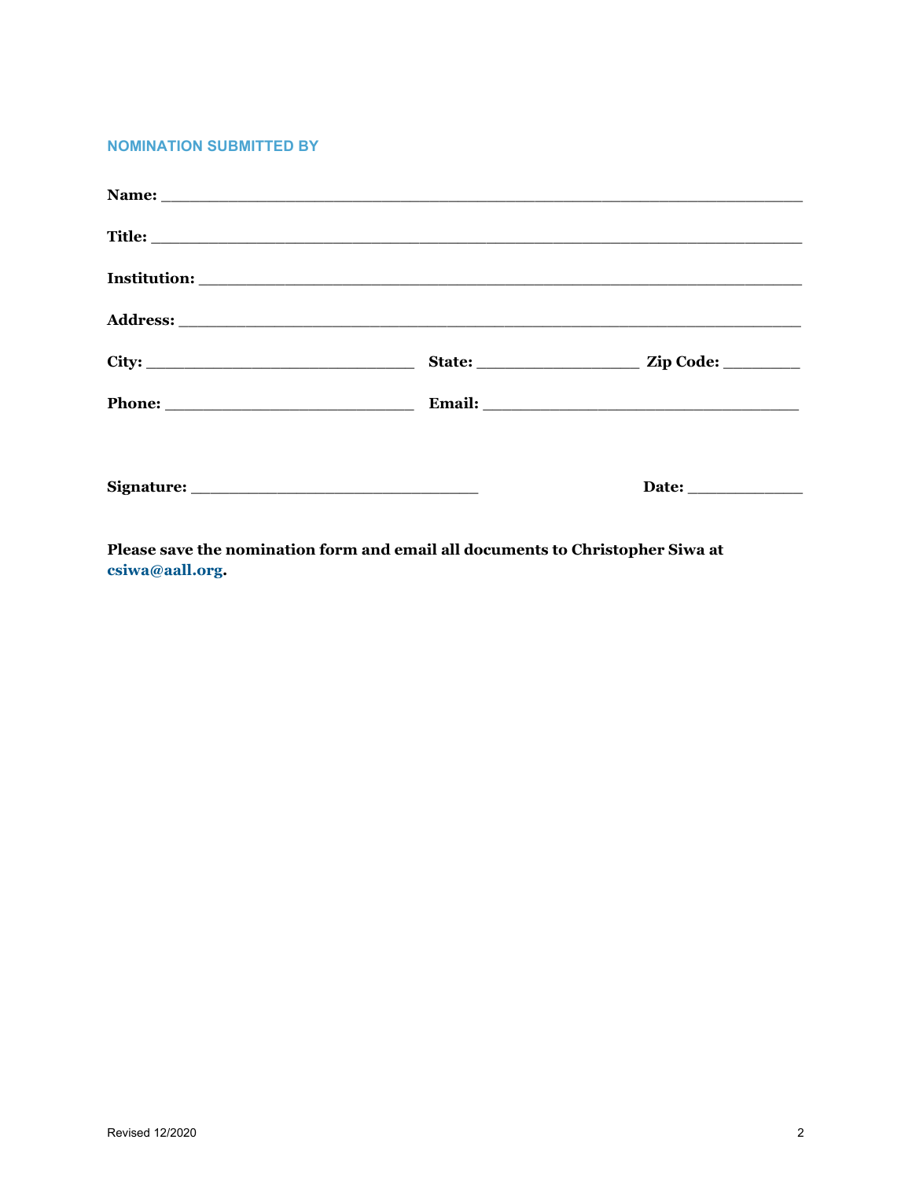## NOMINATION SUBMITTED BY

**Name:** ______________________________________________________________

**Title:** ______________________________________________________________

**Institution:** __________________________________________________________

**Address:** ____________________________________________________________

**City:** ___________________________ **State:** _________________ **Zip Code:** ________

**Phone:** _________________________ **Email:** ________________________________

**Signature:** ____________________________ **Date:** ____________

**Please save the nomination form and email all documents to Christopher Siwa at csiwa@aall.org.**

Revised 12/2020